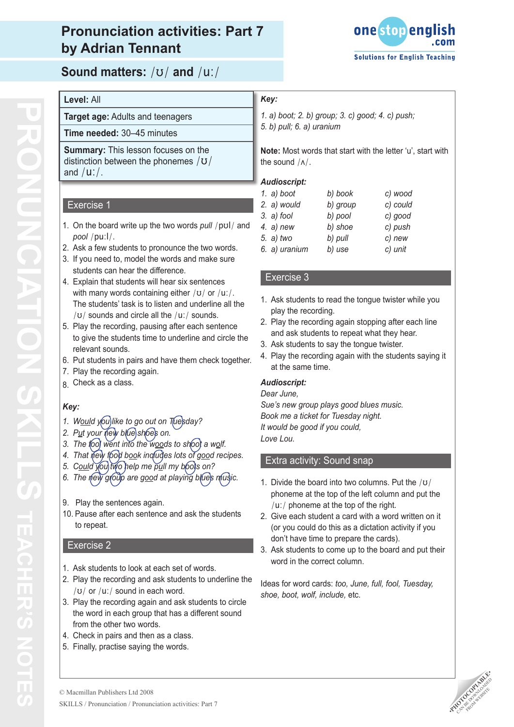# Pronunciation activities: Part 7
## by Adrian Tennant

onestopenglish.com
Solutions for English Teaching

## Sound matters: /ʊ/ and /uː/

**Level:** All

**Target age:** Adults and teenagers

**Time needed:** 30–45 minutes

**Summary:** This lesson focuses on the distinction between the phonemes /ʊ/ and /uː/.

### Exercise 1

1. On the board write up the two words *pull* /pʊl/ and *pool* /puːl/.
2. Ask a few students to pronounce the two words.
3. If you need to, model the words and make sure students can hear the difference.
4. Explain that students will hear six sentences with many words containing either /ʊ/ or /uː/. The students' task is to listen and underline all the /ʊ/ sounds and circle all the /uː/ sounds.
5. Play the recording, pausing after each sentence to give the students time to underline and circle the relevant sounds.
6. Put students in pairs and have them check together.
7. Play the recording again.
8. Check as a class.

***Key:***

1. *Would you like to go out on Tuesday?*
2. *Put your new blue shoes on.*
3. *The fool went into the woods to shoot a wolf.*
4. *That new food book includes lots of good recipes.*
5. *Could you two help me pull my boots on?*
6. *The new group are good at playing blues music.*

9. Play the sentences again.
10. Pause after each sentence and ask the students to repeat.

### Exercise 2

1. Ask students to look at each set of words.
2. Play the recording and ask students to underline the /ʊ/ or /uː/ sound in each word.
3. Play the recording again and ask students to circle the word in each group that has a different sound from the other two words.
4. Check in pairs and then as a class.
5. Finally, practise saying the words.

***Key:***

*1. a) boot; 2. b) group; 3. c) good; 4. c) push; 5. b) pull; 6. a) uranium*

**Note:** Most words that start with the letter 'u', start with the sound /ʌ/.

***Audioscript:***

| | | |
|---|---|---|
| *1. a) boot* | *b) book* | *c) wood* |
| *2. a) would* | *b) group* | *c) could* |
| *3. a) fool* | *b) pool* | *c) good* |
| *4. a) new* | *b) shoe* | *c) push* |
| *5. a) two* | *b) pull* | *c) new* |
| *6. a) uranium* | *b) use* | *c) unit* |

### Exercise 3

1. Ask students to read the tongue twister while you play the recording.
2. Play the recording again stopping after each line and ask students to repeat what they hear.
3. Ask students to say the tongue twister.
4. Play the recording again with the students saying it at the same time.

***Audioscript:***

*Dear June,*
*Sue's new group plays good blues music.*
*Book me a ticket for Tuesday night.*
*It would be good if you could,*
*Love Lou.*

### Extra activity: Sound snap

1. Divide the board into two columns. Put the /ʊ/ phoneme at the top of the left column and put the /uː/ phoneme at the top of the right.
2. Give each student a card with a word written on it (or you could do this as a dictation activity if you don't have time to prepare the cards).
3. Ask students to come up to the board and put their word in the correct column.

Ideas for word cards: *too, June, full, fool, Tuesday, shoe, boot, wolf, include,* etc.

© Macmillan Publishers Ltd 2008
SKILLS / Pronunciation / Pronunciation activities: Part 7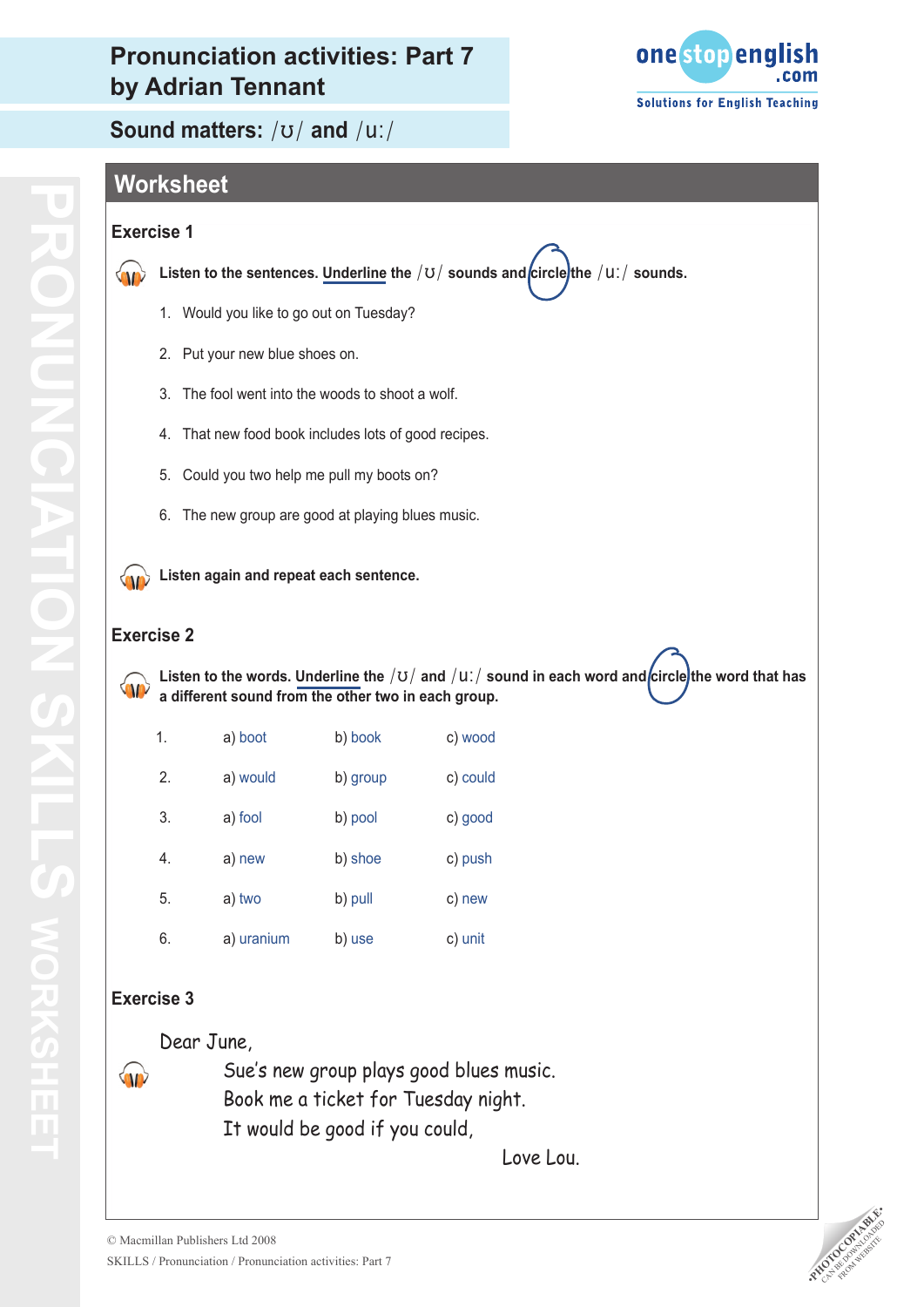# Pronunciation activities: Part 7 by Adrian Tennant

## Sound matters: /ʊ/ and /uː/

## Worksheet

### Exercise 1

Listen to the sentences. **Underline** the /ʊ/ sounds and circle the /uː/ sounds.

1. Would you like to go out on Tuesday?
2. Put your new blue shoes on.
3. The fool went into the woods to shoot a wolf.
4. That new food book includes lots of good recipes.
5. Could you two help me pull my boots on?
6. The new group are good at playing blues music.

Listen again and repeat each sentence.

### Exercise 2

Listen to the words. **Underline** the /ʊ/ and /uː/ sound in each word and circle the word that has a different sound from the other two in each group.

| | | | |
|---|---|---|---|
| 1. | a) boot | b) book | c) wood |
| 2. | a) would | b) group | c) could |
| 3. | a) fool | b) pool | c) good |
| 4. | a) new | b) shoe | c) push |
| 5. | a) two | b) pull | c) new |
| 6. | a) uranium | b) use | c) unit |

### Exercise 3

Dear June,

Sue's new group plays good blues music.
Book me a ticket for Tuesday night.
It would be good if you could,

Love Lou.

© Macmillan Publishers Ltd 2008
SKILLS / Pronunciation / Pronunciation activities: Part 7